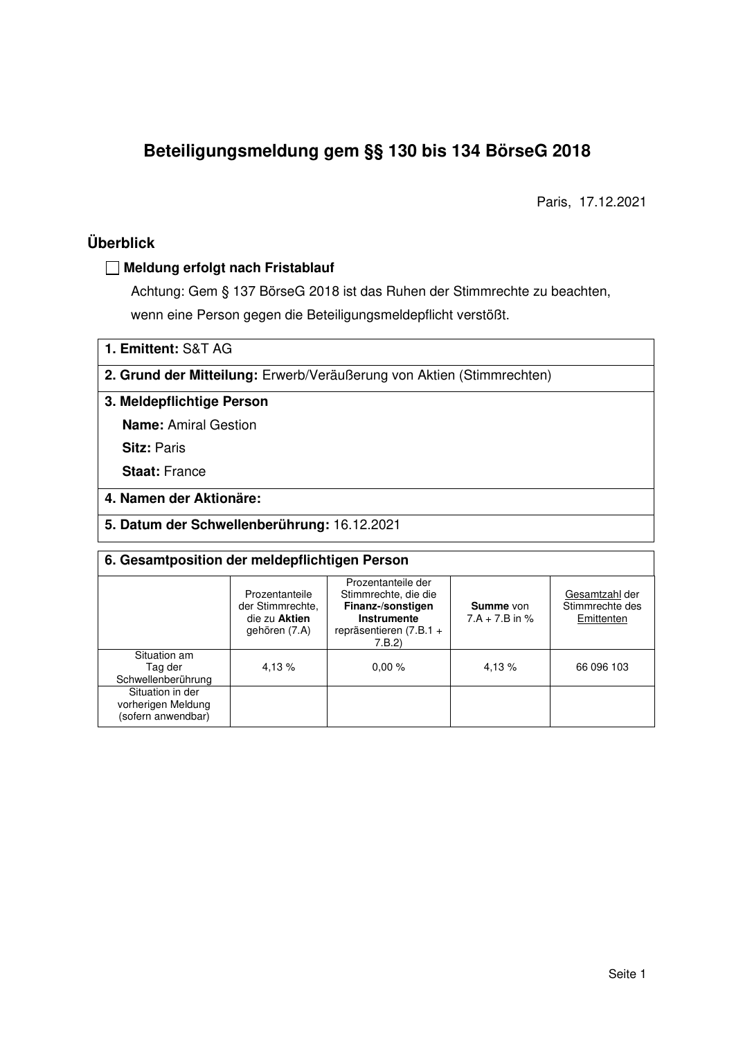# Beteiligungsmeldung gem §§ 130 bis 134 BörseG 2018

Paris, 17.12.2021

## Überblick

☐ **Meldung erfolgt nach Fristablauf**

Achtung: Gem § 137 BörseG 2018 ist das Ruhen der Stimmrechte zu beachten, wenn eine Person gegen die Beteiligungsmeldepflicht verstößt.

**1. Emittent:** S&T AG

**2. Grund der Mitteilung:** Erwerb/Veräußerung von Aktien (Stimmrechten)

**3. Meldepflichtige Person**

**Name:** Amiral Gestion

**Sitz:** Paris

**Staat:** France

**4. Namen der Aktionäre:**

**5. Datum der Schwellenberührung:** 16.12.2021

**6. Gesamtposition der meldepflichtigen Person**

| | Prozentanteile der Stimmrechte, die zu **Aktien** gehören (7.A) | Prozentanteile der Stimmrechte, die die **Finanz-/sonstigen Instrumente** repräsentieren (7.B.1 + 7.B.2) | **Summe** von 7.A + 7.B in % | Gesamtzahl der Stimmrechte des Emittenten |
|---|---|---|---|---|
| Situation am Tag der Schwellenberührung | 4,13 % | 0,00 % | 4,13 % | 66 096 103 |
| Situation in der vorherigen Meldung (sofern anwendbar) | | | | |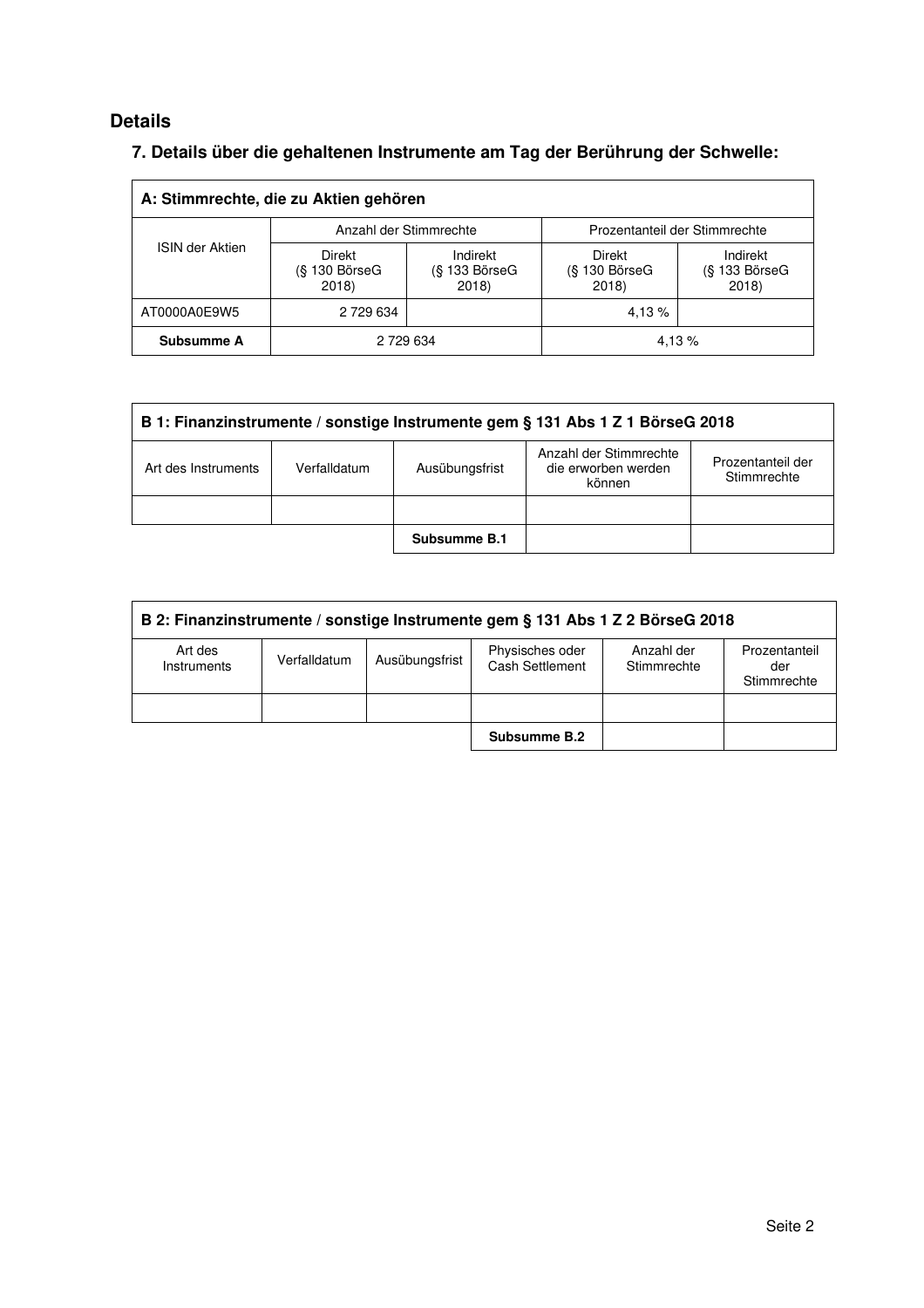## Details

### 7. Details über die gehaltenen Instrumente am Tag der Berührung der Schwelle:

| A: Stimmrechte, die zu Aktien gehören | | | | |
|---|---|---|---|---|
| ISIN der Aktien | Anzahl der Stimmrechte | | Prozentanteil der Stimmrechte | |
| | Direkt (§ 130 BörseG 2018) | Indirekt (§ 133 BörseG 2018) | Direkt (§ 130 BörseG 2018) | Indirekt (§ 133 BörseG 2018) |
| AT0000A0E9W5 | 2 729 634 | | 4,13 % | |
| **Subsumme A** | 2 729 634 | | 4,13 % | |

| B 1: Finanzinstrumente / sonstige Instrumente gem § 131 Abs 1 Z 1 BörseG 2018 | | | | |
|---|---|---|---|---|
| Art des Instruments | Verfalldatum | Ausübungsfrist | Anzahl der Stimmrechte die erworben werden können | Prozentanteil der Stimmrechte |
| | | | | |
| | | **Subsumme B.1** | | |

| B 2: Finanzinstrumente / sonstige Instrumente gem § 131 Abs 1 Z 2 BörseG 2018 | | | | | |
|---|---|---|---|---|---|
| Art des Instruments | Verfalldatum | Ausübungsfrist | Physisches oder Cash Settlement | Anzahl der Stimmrechte | Prozentanteil der Stimmrechte |
| | | | | | |
| | | | **Subsumme B.2** | | |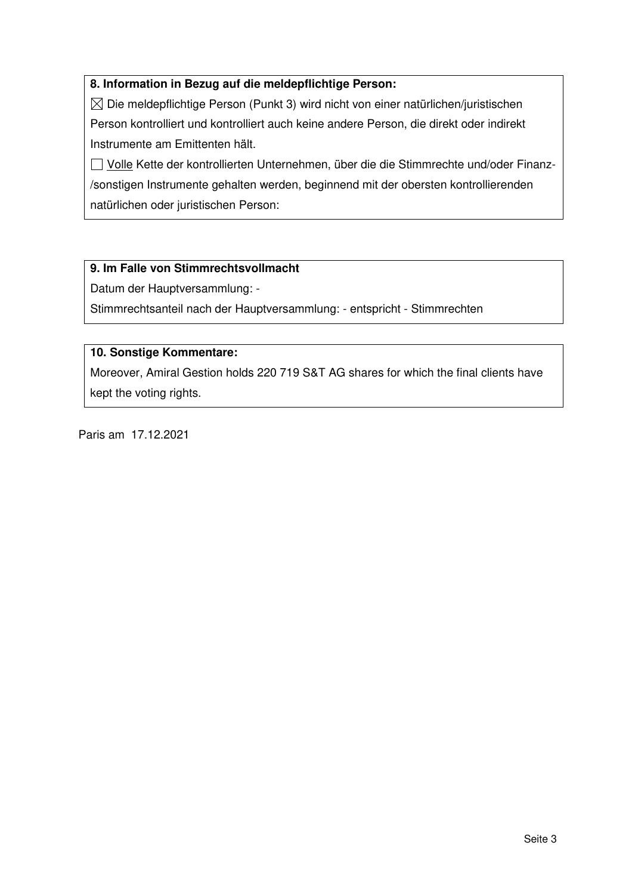**8. Information in Bezug auf die meldepflichtige Person:**

☒ Die meldepflichtige Person (Punkt 3) wird nicht von einer natürlichen/juristischen Person kontrolliert und kontrolliert auch keine andere Person, die direkt oder indirekt Instrumente am Emittenten hält.

☐ Volle Kette der kontrollierten Unternehmen, über die die Stimmrechte und/oder Finanz-/sonstigen Instrumente gehalten werden, beginnend mit der obersten kontrollierenden natürlichen oder juristischen Person:

**9. Im Falle von Stimmrechtsvollmacht**

Datum der Hauptversammlung: -

Stimmrechtsanteil nach der Hauptversammlung: - entspricht - Stimmrechten

**10. Sonstige Kommentare:**

Moreover, Amiral Gestion holds 220 719 S&T AG shares for which the final clients have kept the voting rights.

Paris am 17.12.2021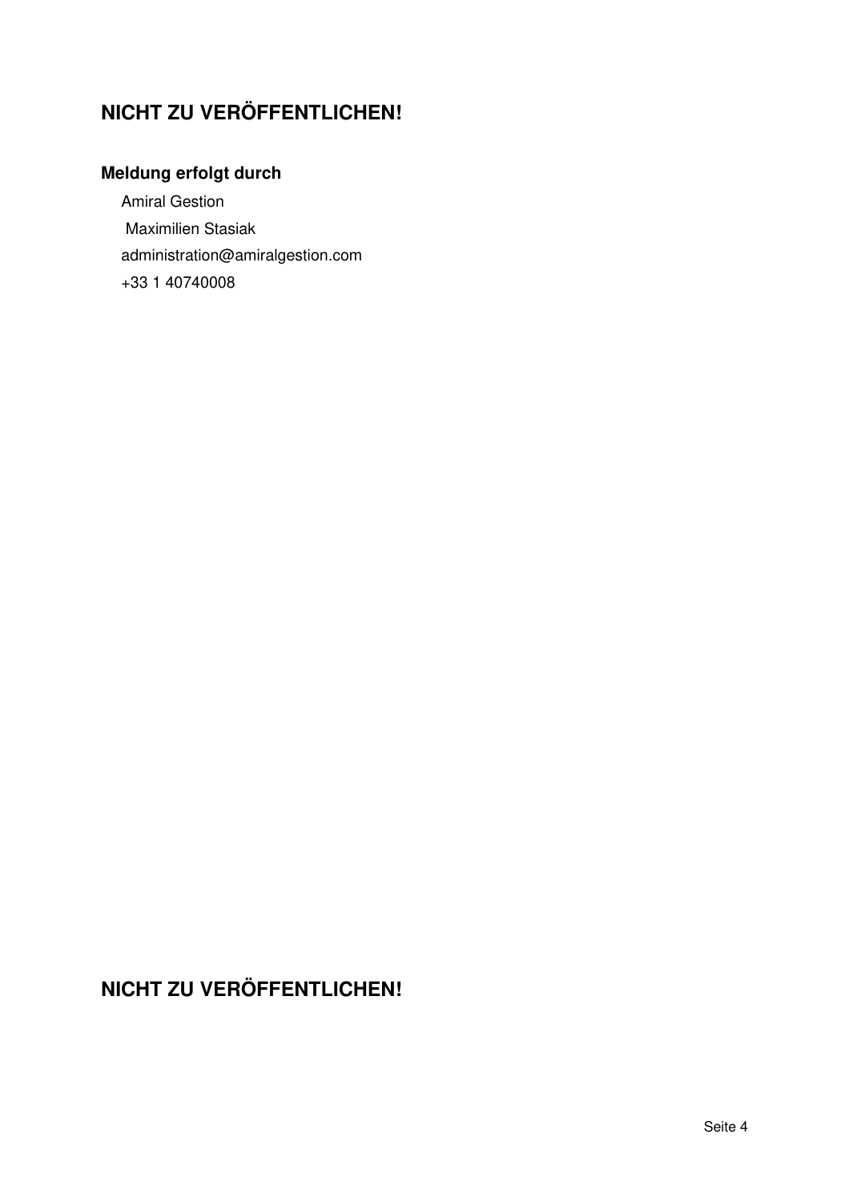## NICHT ZU VERÖFFENTLICHEN!

### Meldung erfolgt durch

Amiral Gestion

Maximilien Stasiak

administration@amiralgestion.com

+33 1 40740008

## NICHT ZU VERÖFFENTLICHEN!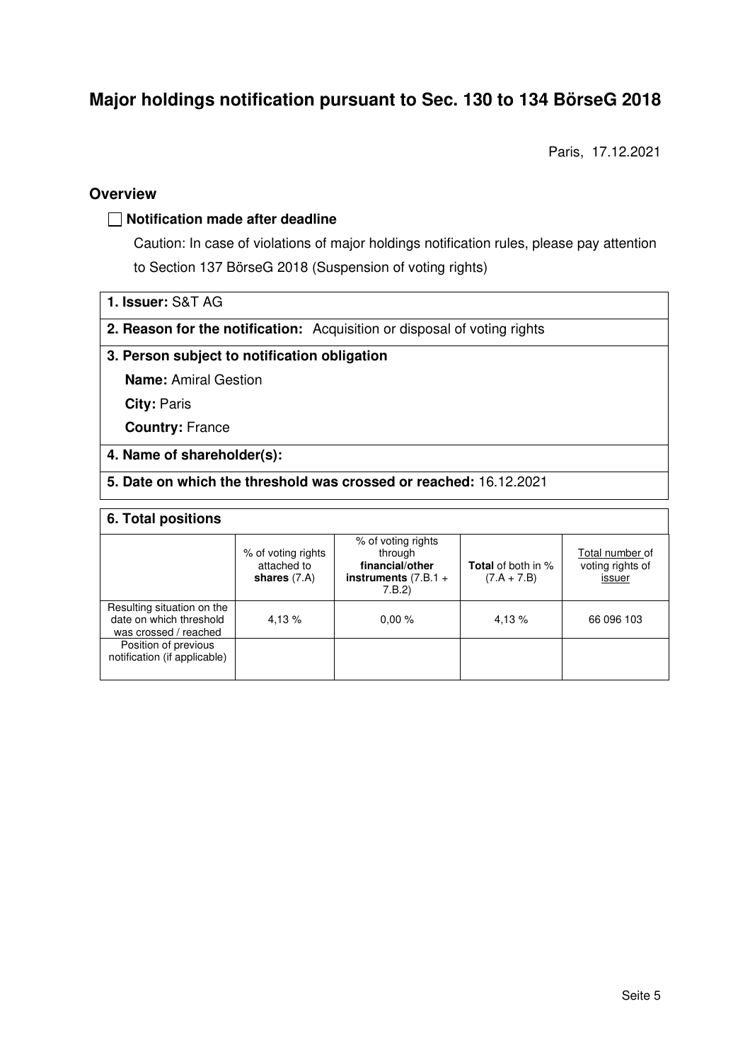# Major holdings notification pursuant to Sec. 130 to 134 BörseG 2018

Paris, 17.12.2021

## Overview

☐ **Notification made after deadline**

Caution: In case of violations of major holdings notification rules, please pay attention to Section 137 BörseG 2018 (Suspension of voting rights)

**1. Issuer:** S&T AG

**2. Reason for the notification:** Acquisition or disposal of voting rights

**3. Person subject to notification obligation**

**Name:** Amiral Gestion

**City:** Paris

**Country:** France

**4. Name of shareholder(s):**

**5. Date on which the threshold was crossed or reached:** 16.12.2021

**6. Total positions**

| | % of voting rights attached to **shares** (7.A) | % of voting rights through **financial/other instruments** (7.B.1 + 7.B.2) | **Total** of both in % (7.A + 7.B) | Total number of voting rights of issuer |
|---|---|---|---|---|
| Resulting situation on the date on which threshold was crossed / reached | 4,13 % | 0,00 % | 4,13 % | 66 096 103 |
| Position of previous notification (if applicable) | | | | |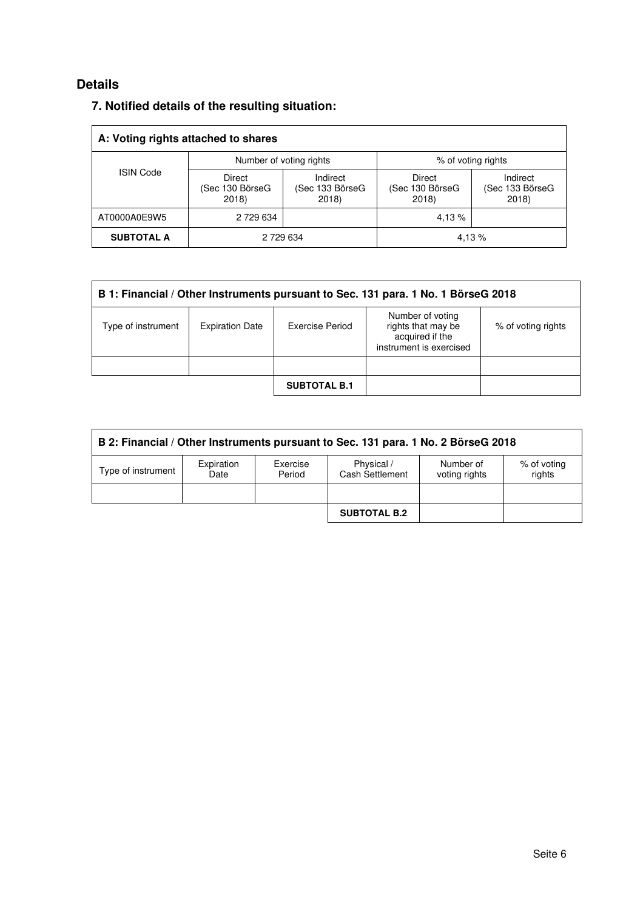## Details

### 7. Notified details of the resulting situation:

| A: Voting rights attached to shares | | | | |
|---|---|---|---|---|
| ISIN Code | Number of voting rights | | % of voting rights | |
| | Direct (Sec 130 BörseG 2018) | Indirect (Sec 133 BörseG 2018) | Direct (Sec 130 BörseG 2018) | Indirect (Sec 133 BörseG 2018) |
| AT0000A0E9W5 | 2 729 634 | | 4,13 % | |
| **SUBTOTAL A** | 2 729 634 | | 4,13 % | |

| B 1: Financial / Other Instruments pursuant to Sec. 131 para. 1 No. 1 BörseG 2018 | | | | |
|---|---|---|---|---|
| Type of instrument | Expiration Date | Exercise Period | Number of voting rights that may be acquired if the instrument is exercised | % of voting rights |
| | | | | |
| | | **SUBTOTAL B.1** | | |

| B 2: Financial / Other Instruments pursuant to Sec. 131 para. 1 No. 2 BörseG 2018 | | | | | |
|---|---|---|---|---|---|
| Type of instrument | Expiration Date | Exercise Period | Physical / Cash Settlement | Number of voting rights | % of voting rights |
| | | | | | |
| | | | **SUBTOTAL B.2** | | |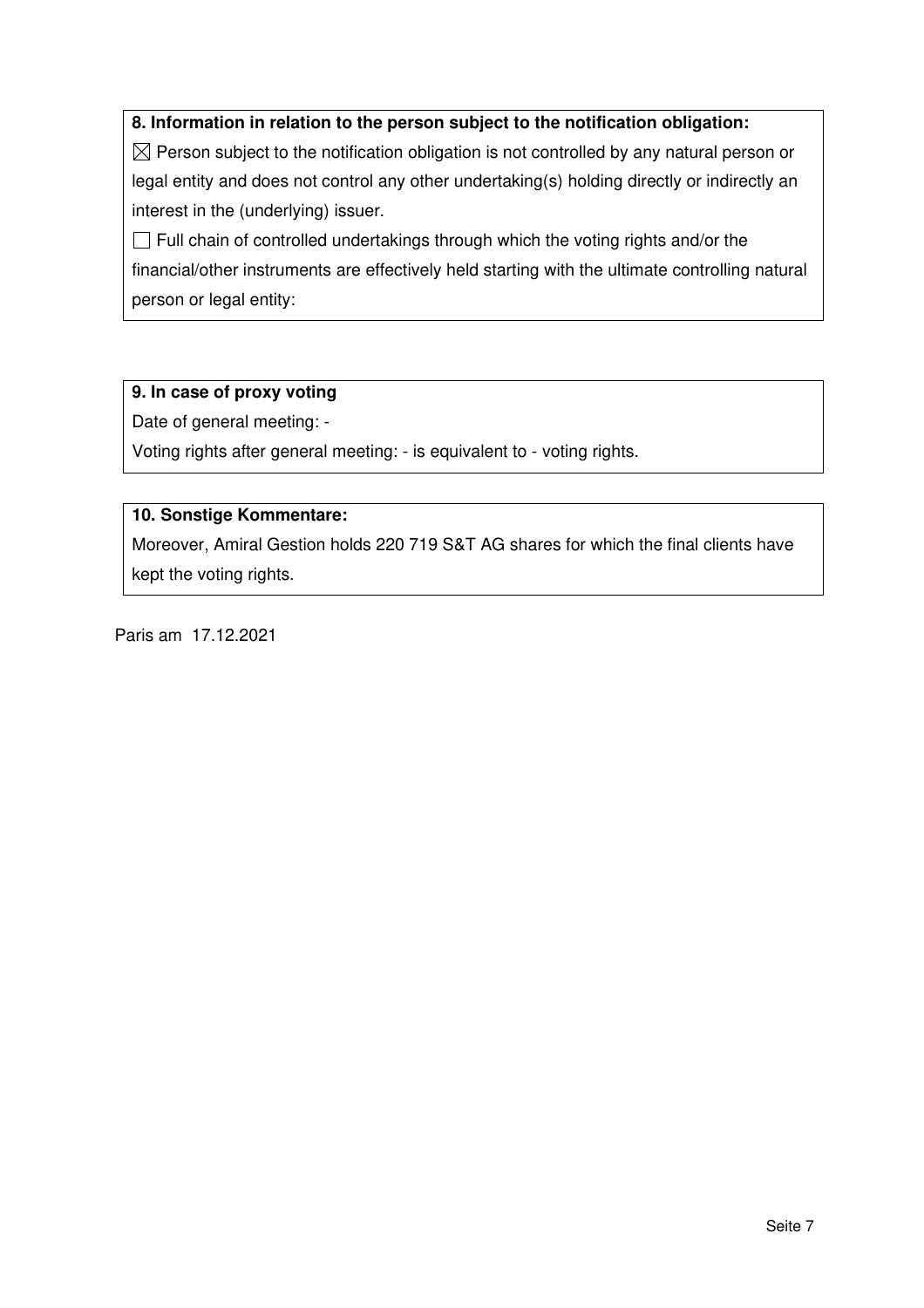**8. Information in relation to the person subject to the notification obligation:**

☒ Person subject to the notification obligation is not controlled by any natural person or legal entity and does not control any other undertaking(s) holding directly or indirectly an interest in the (underlying) issuer.

☐ Full chain of controlled undertakings through which the voting rights and/or the financial/other instruments are effectively held starting with the ultimate controlling natural person or legal entity:

**9. In case of proxy voting**

Date of general meeting: -

Voting rights after general meeting: - is equivalent to - voting rights.

**10. Sonstige Kommentare:**

Moreover, Amiral Gestion holds 220 719 S&T AG shares for which the final clients have kept the voting rights.

Paris am 17.12.2021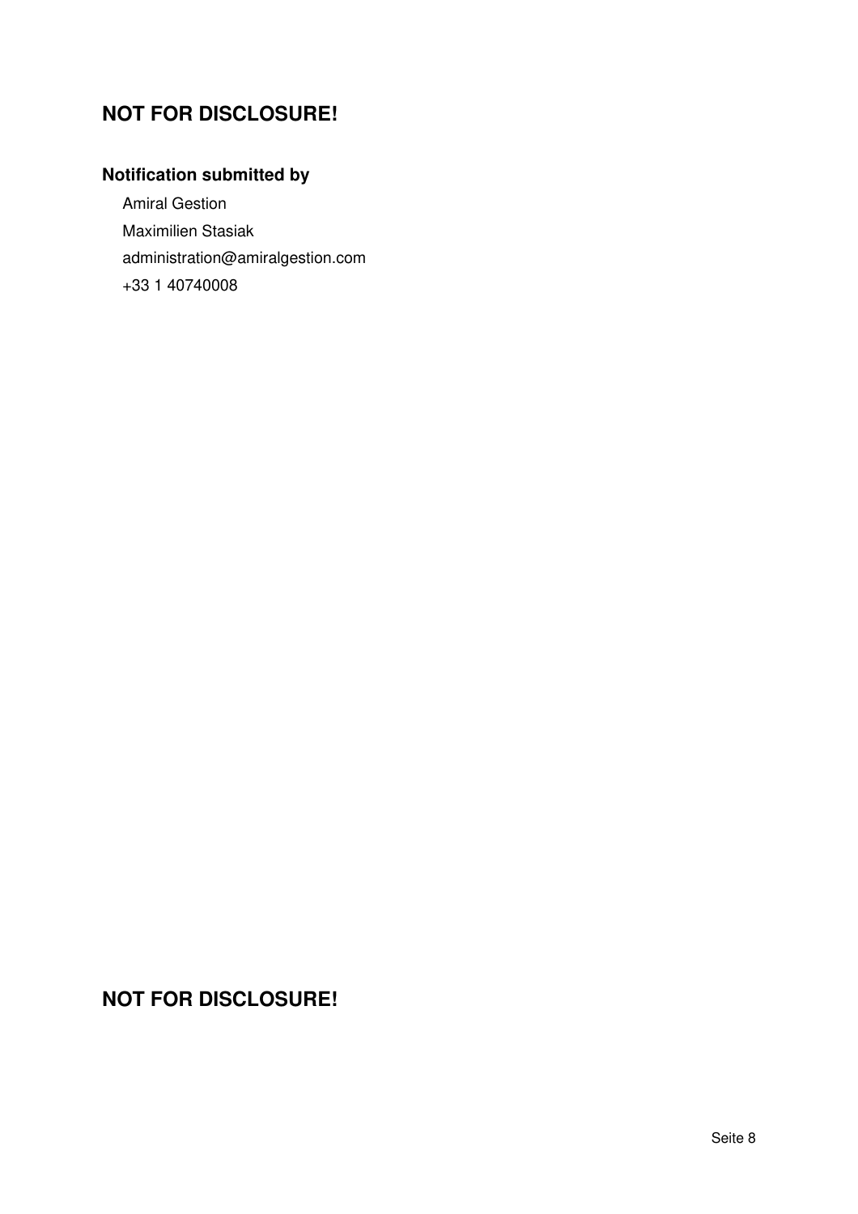## NOT FOR DISCLOSURE!

### Notification submitted by

Amiral Gestion

Maximilien Stasiak

administration@amiralgestion.com

+33 1 40740008

## NOT FOR DISCLOSURE!